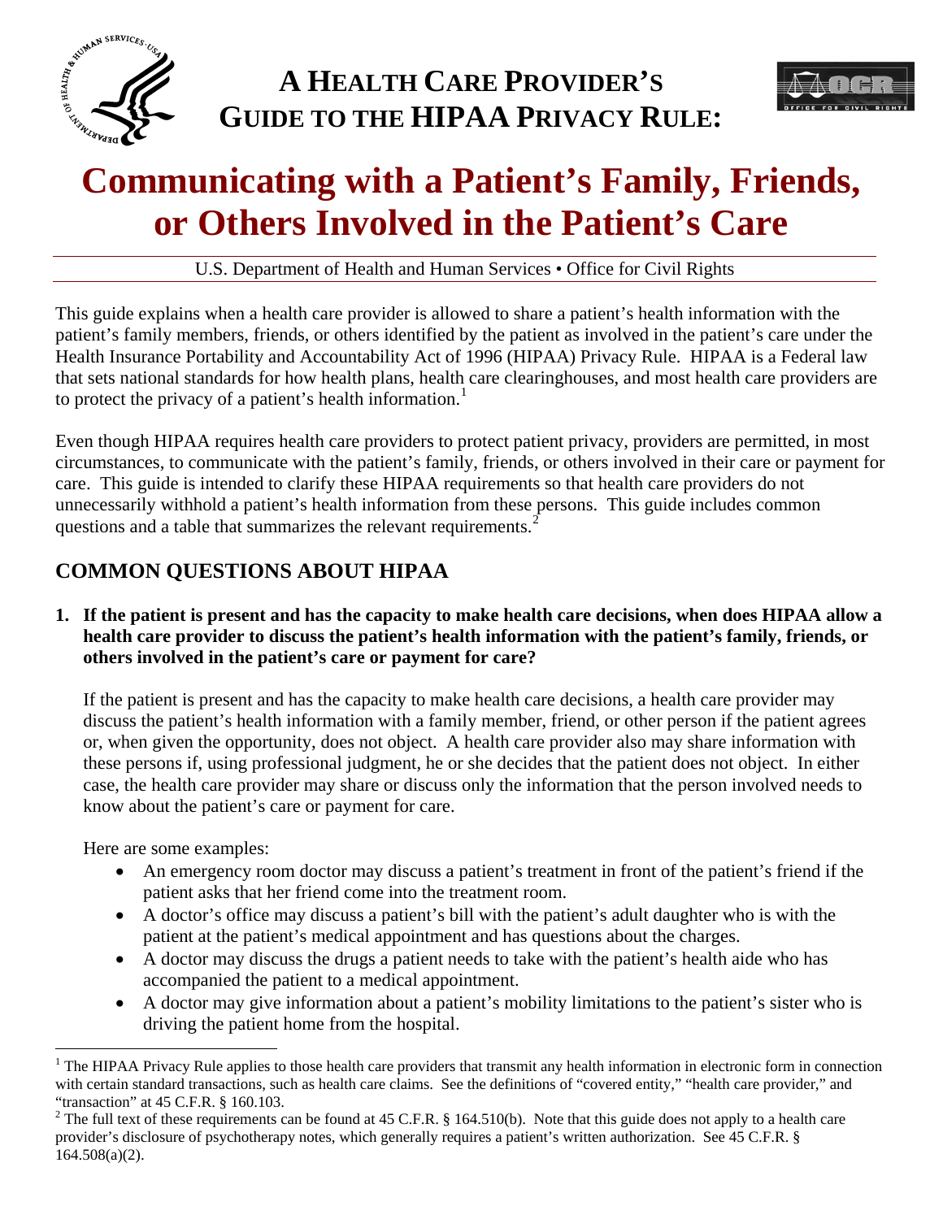# A HEALTH CARE PROVIDER'S GUIDE TO THE HIPAA PRIVACY RULE:

# Communicating with a Patient's Family, Friends, or Others Involved in the Patient's Care

U.S. Department of Health and Human Services • Office for Civil Rights

This guide explains when a health care provider is allowed to share a patient's health information with the patient's family members, friends, or others identified by the patient as involved in the patient's care under the Health Insurance Portability and Accountability Act of 1996 (HIPAA) Privacy Rule. HIPAA is a Federal law that sets national standards for how health plans, health care clearinghouses, and most health care providers are to protect the privacy of a patient's health information.[1]

Even though HIPAA requires health care providers to protect patient privacy, providers are permitted, in most circumstances, to communicate with the patient's family, friends, or others involved in their care or payment for care. This guide is intended to clarify these HIPAA requirements so that health care providers do not unnecessarily withhold a patient's health information from these persons. This guide includes common questions and a table that summarizes the relevant requirements.[2]

## COMMON QUESTIONS ABOUT HIPAA

**1. If the patient is present and has the capacity to make health care decisions, when does HIPAA allow a health care provider to discuss the patient's health information with the patient's family, friends, or others involved in the patient's care or payment for care?**

If the patient is present and has the capacity to make health care decisions, a health care provider may discuss the patient's health information with a family member, friend, or other person if the patient agrees or, when given the opportunity, does not object. A health care provider also may share information with these persons if, using professional judgment, he or she decides that the patient does not object. In either case, the health care provider may share or discuss only the information that the person involved needs to know about the patient's care or payment for care.

Here are some examples:

- An emergency room doctor may discuss a patient's treatment in front of the patient's friend if the patient asks that her friend come into the treatment room.
- A doctor's office may discuss a patient's bill with the patient's adult daughter who is with the patient at the patient's medical appointment and has questions about the charges.
- A doctor may discuss the drugs a patient needs to take with the patient's health aide who has accompanied the patient to a medical appointment.
- A doctor may give information about a patient's mobility limitations to the patient's sister who is driving the patient home from the hospital.

---

[1] The HIPAA Privacy Rule applies to those health care providers that transmit any health information in electronic form in connection with certain standard transactions, such as health care claims. See the definitions of "covered entity," "health care provider," and "transaction" at 45 C.F.R. § 160.103.

[2] The full text of these requirements can be found at 45 C.F.R. § 164.510(b). Note that this guide does not apply to a health care provider's disclosure of psychotherapy notes, which generally requires a patient's written authorization. See 45 C.F.R. § 164.508(a)(2).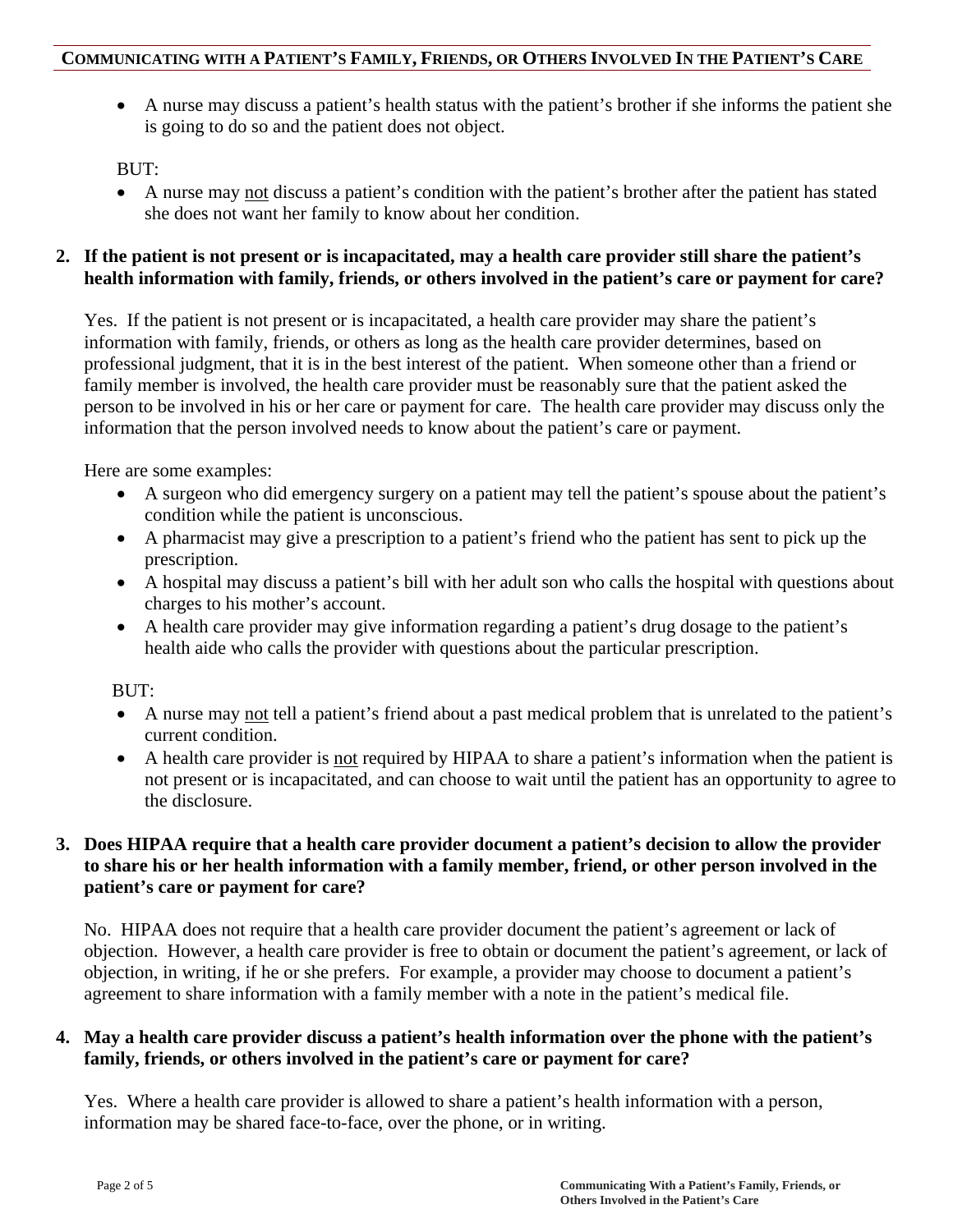* A nurse may discuss a patient's health status with the patient's brother if she informs the patient she is going to do so and the patient does not object.

BUT:

* A nurse may not discuss a patient's condition with the patient's brother after the patient has stated she does not want her family to know about her condition.

**2. If the patient is not present or is incapacitated, may a health care provider still share the patient's health information with family, friends, or others involved in the patient's care or payment for care?**

Yes. If the patient is not present or is incapacitated, a health care provider may share the patient's information with family, friends, or others as long as the health care provider determines, based on professional judgment, that it is in the best interest of the patient. When someone other than a friend or family member is involved, the health care provider must be reasonably sure that the patient asked the person to be involved in his or her care or payment for care. The health care provider may discuss only the information that the person involved needs to know about the patient's care or payment.

Here are some examples:

* A surgeon who did emergency surgery on a patient may tell the patient's spouse about the patient's condition while the patient is unconscious.
* A pharmacist may give a prescription to a patient's friend who the patient has sent to pick up the prescription.
* A hospital may discuss a patient's bill with her adult son who calls the hospital with questions about charges to his mother's account.
* A health care provider may give information regarding a patient's drug dosage to the patient's health aide who calls the provider with questions about the particular prescription.

BUT:

* A nurse may not tell a patient's friend about a past medical problem that is unrelated to the patient's current condition.
* A health care provider is not required by HIPAA to share a patient's information when the patient is not present or is incapacitated, and can choose to wait until the patient has an opportunity to agree to the disclosure.

**3. Does HIPAA require that a health care provider document a patient's decision to allow the provider to share his or her health information with a family member, friend, or other person involved in the patient's care or payment for care?**

No. HIPAA does not require that a health care provider document the patient's agreement or lack of objection. However, a health care provider is free to obtain or document the patient's agreement, or lack of objection, in writing, if he or she prefers. For example, a provider may choose to document a patient's agreement to share information with a family member with a note in the patient's medical file.

**4. May a health care provider discuss a patient's health information over the phone with the patient's family, friends, or others involved in the patient's care or payment for care?**

Yes. Where a health care provider is allowed to share a patient's health information with a person, information may be shared face-to-face, over the phone, or in writing.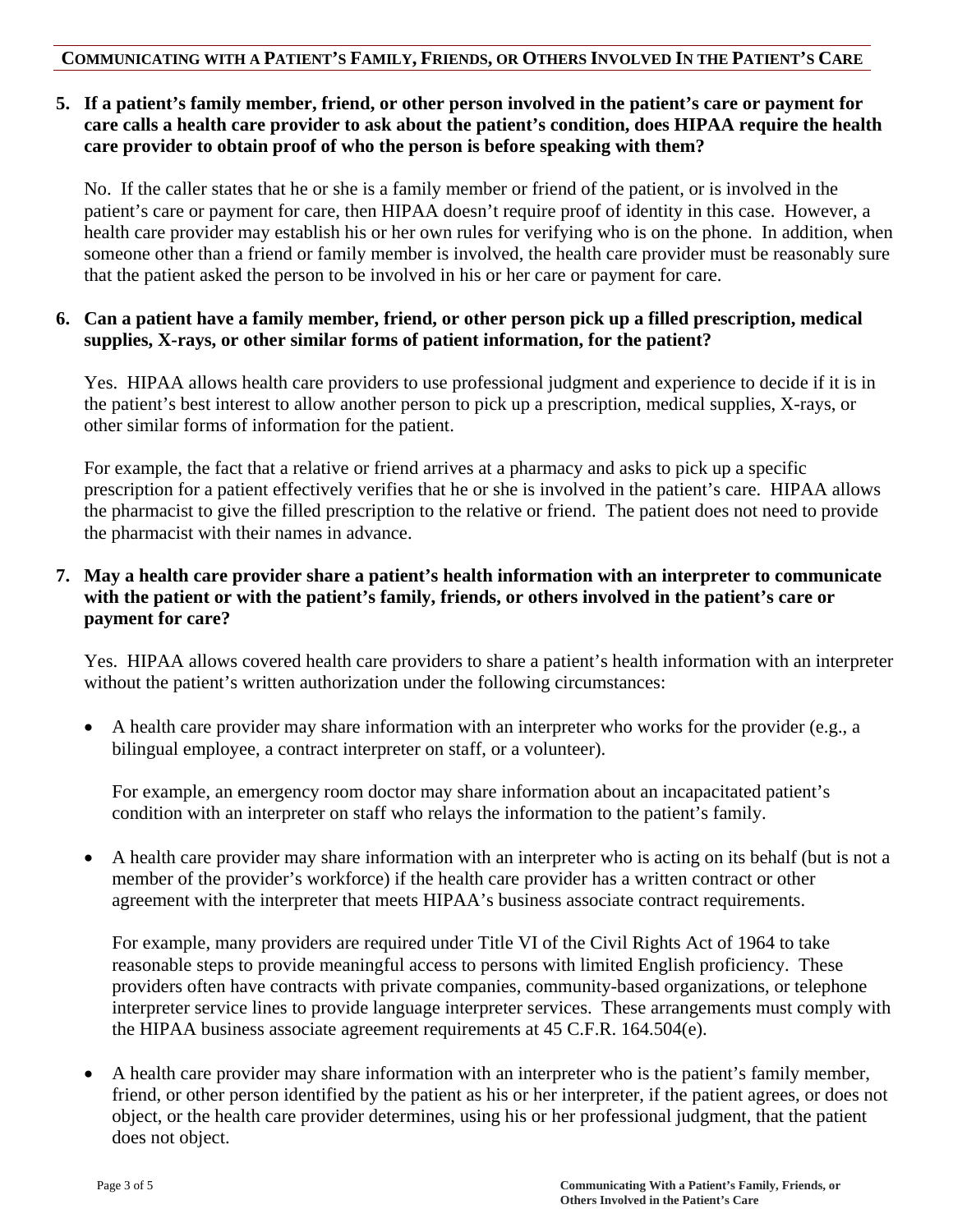## COMMUNICATING WITH A PATIENT'S FAMILY, FRIENDS, OR OTHERS INVOLVED IN THE PATIENT'S CARE

**5. If a patient's family member, friend, or other person involved in the patient's care or payment for care calls a health care provider to ask about the patient's condition, does HIPAA require the health care provider to obtain proof of who the person is before speaking with them?**

No. If the caller states that he or she is a family member or friend of the patient, or is involved in the patient's care or payment for care, then HIPAA doesn't require proof of identity in this case. However, a health care provider may establish his or her own rules for verifying who is on the phone. In addition, when someone other than a friend or family member is involved, the health care provider must be reasonably sure that the patient asked the person to be involved in his or her care or payment for care.

**6. Can a patient have a family member, friend, or other person pick up a filled prescription, medical supplies, X-rays, or other similar forms of patient information, for the patient?**

Yes. HIPAA allows health care providers to use professional judgment and experience to decide if it is in the patient's best interest to allow another person to pick up a prescription, medical supplies, X-rays, or other similar forms of information for the patient.

For example, the fact that a relative or friend arrives at a pharmacy and asks to pick up a specific prescription for a patient effectively verifies that he or she is involved in the patient's care. HIPAA allows the pharmacist to give the filled prescription to the relative or friend. The patient does not need to provide the pharmacist with their names in advance.

**7. May a health care provider share a patient's health information with an interpreter to communicate with the patient or with the patient's family, friends, or others involved in the patient's care or payment for care?**

Yes. HIPAA allows covered health care providers to share a patient's health information with an interpreter without the patient's written authorization under the following circumstances:

- A health care provider may share information with an interpreter who works for the provider (e.g., a bilingual employee, a contract interpreter on staff, or a volunteer).

  For example, an emergency room doctor may share information about an incapacitated patient's condition with an interpreter on staff who relays the information to the patient's family.

- A health care provider may share information with an interpreter who is acting on its behalf (but is not a member of the provider's workforce) if the health care provider has a written contract or other agreement with the interpreter that meets HIPAA's business associate contract requirements.

  For example, many providers are required under Title VI of the Civil Rights Act of 1964 to take reasonable steps to provide meaningful access to persons with limited English proficiency. These providers often have contracts with private companies, community-based organizations, or telephone interpreter service lines to provide language interpreter services. These arrangements must comply with the HIPAA business associate agreement requirements at 45 C.F.R. 164.504(e).

- A health care provider may share information with an interpreter who is the patient's family member, friend, or other person identified by the patient as his or her interpreter, if the patient agrees, or does not object, or the health care provider determines, using his or her professional judgment, that the patient does not object.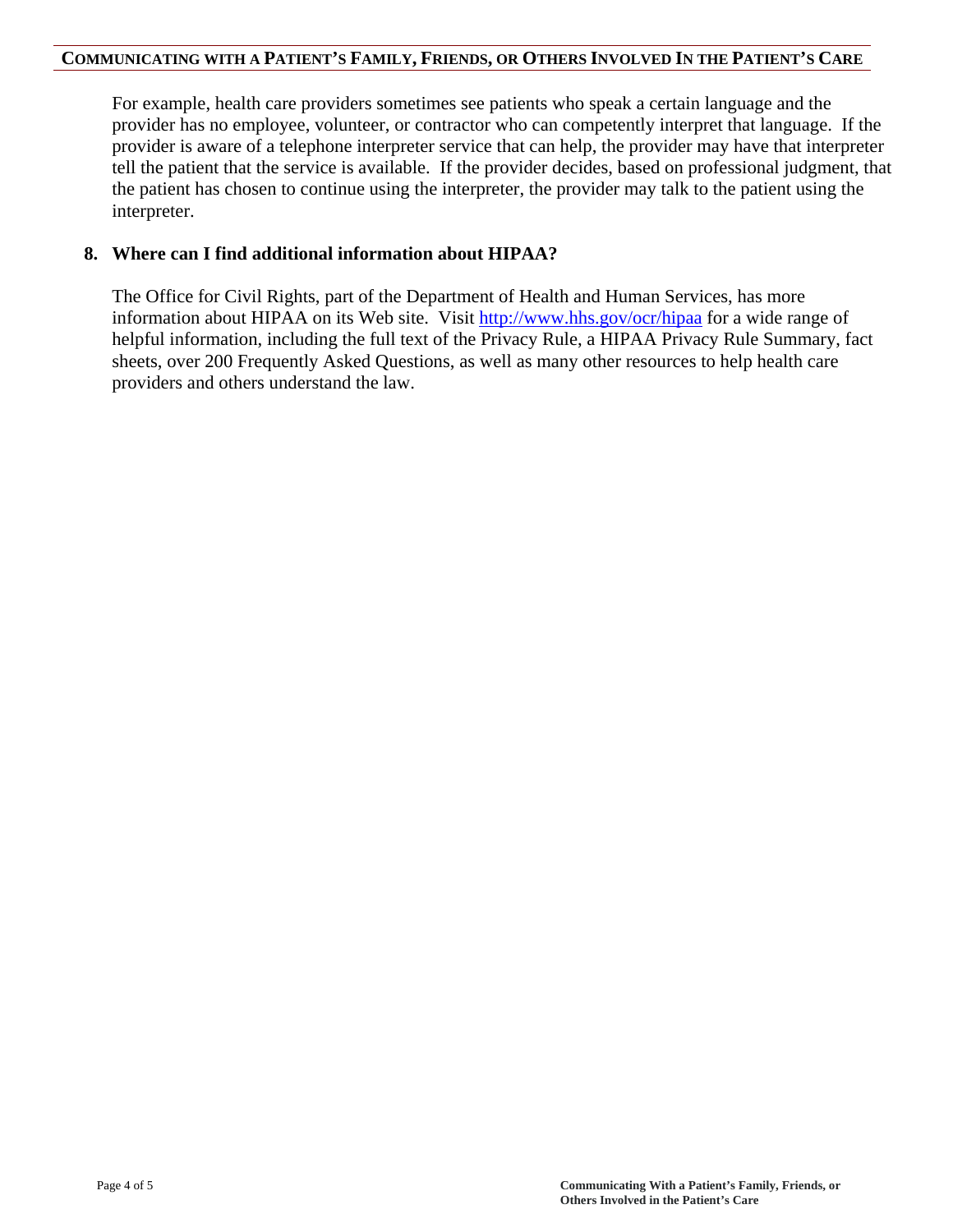For example, health care providers sometimes see patients who speak a certain language and the provider has no employee, volunteer, or contractor who can competently interpret that language. If the provider is aware of a telephone interpreter service that can help, the provider may have that interpreter tell the patient that the service is available. If the provider decides, based on professional judgment, that the patient has chosen to continue using the interpreter, the provider may talk to the patient using the interpreter.

## 8. Where can I find additional information about HIPAA?

The Office for Civil Rights, part of the Department of Health and Human Services, has more information about HIPAA on its Web site. Visit http://www.hhs.gov/ocr/hipaa for a wide range of helpful information, including the full text of the Privacy Rule, a HIPAA Privacy Rule Summary, fact sheets, over 200 Frequently Asked Questions, as well as many other resources to help health care providers and others understand the law.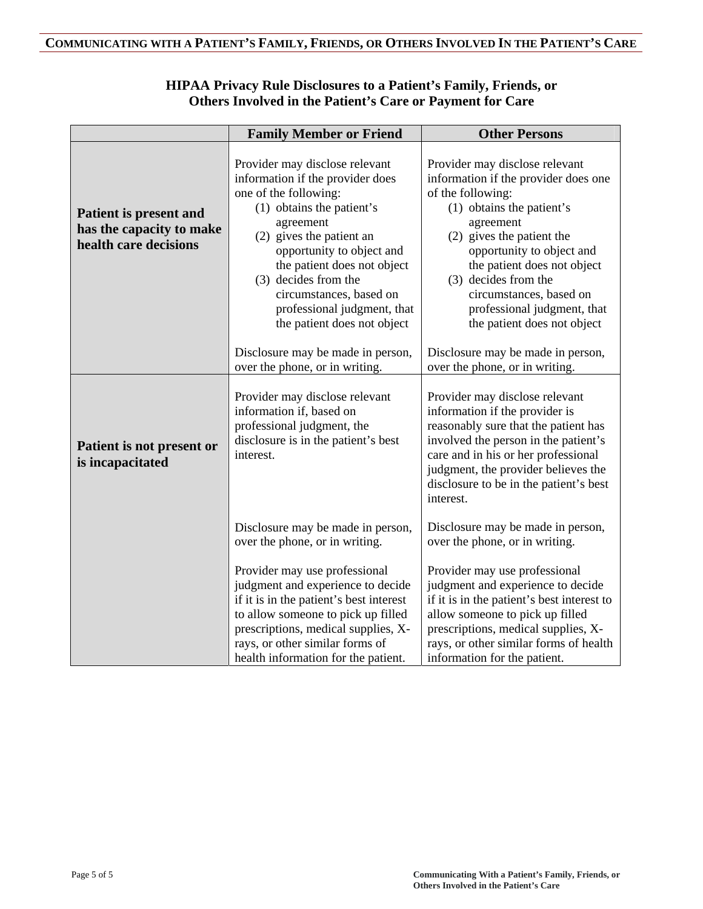## HIPAA Privacy Rule Disclosures to a Patient's Family, Friends, or Others Involved in the Patient's Care or Payment for Care

| | Family Member or Friend | Other Persons |
|---|---|---|
| **Patient is present and has the capacity to make health care decisions** | Provider may disclose relevant information if the provider does one of the following:<br>(1) obtains the patient's agreement<br>(2) gives the patient an opportunity to object and the patient does not object<br>(3) decides from the circumstances, based on professional judgment, that the patient does not object<br><br>Disclosure may be made in person, over the phone, or in writing. | Provider may disclose relevant information if the provider does one of the following:<br>(1) obtains the patient's agreement<br>(2) gives the patient the opportunity to object and the patient does not object<br>(3) decides from the circumstances, based on professional judgment, that the patient does not object<br><br>Disclosure may be made in person, over the phone, or in writing. |
| **Patient is not present or is incapacitated** | Provider may disclose relevant information if, based on professional judgment, the disclosure is in the patient's best interest.<br><br>Disclosure may be made in person, over the phone, or in writing.<br><br>Provider may use professional judgment and experience to decide if it is in the patient's best interest to allow someone to pick up filled prescriptions, medical supplies, X-rays, or other similar forms of health information for the patient. | Provider may disclose relevant information if the provider is reasonably sure that the patient has involved the person in the patient's care and in his or her professional judgment, the provider believes the disclosure to be in the patient's best interest.<br><br>Disclosure may be made in person, over the phone, or in writing.<br><br>Provider may use professional judgment and experience to decide if it is in the patient's best interest to allow someone to pick up filled prescriptions, medical supplies, X-rays, or other similar forms of health information for the patient. |